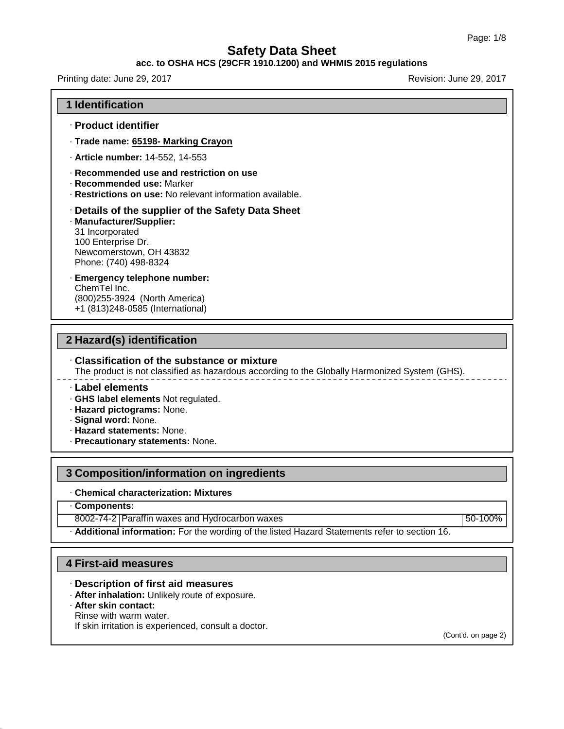# Safety Data Sheet

**acc. to OSHA HCS (29CFR 1910.1200) and WHMIS 2015 regulations**

Printing date: June 29, 2017 Revision: June 29, 2017

## 1 Identification

· **Product identifier**

· **Trade name: 65198- Marking Crayon**

· **Article number:** 14-552, 14-553

· **Recommended use and restriction on use**
· **Recommended use:** Marker
· **Restrictions on use:** No relevant information available.

· **Details of the supplier of the Safety Data Sheet**
· **Manufacturer/Supplier:**
31 Incorporated
100 Enterprise Dr.
Newcomerstown, OH 43832
Phone: (740) 498-8324

· **Emergency telephone number:**
ChemTel Inc.
(800)255-3924 (North America)
+1 (813)248-0585 (International)

## 2 Hazard(s) identification

· **Classification of the substance or mixture**
The product is not classified as hazardous according to the Globally Harmonized System (GHS).

· **Label elements**
· **GHS label elements** Not regulated.
· **Hazard pictograms:** None.
· **Signal word:** None.
· **Hazard statements:** None.
· **Precautionary statements:** None.

## 3 Composition/information on ingredients

· **Chemical characterization: Mixtures**

| · **Components:** | | |
|---|---|---|
| 8002-74-2 | Paraffin waxes and Hydrocarbon waxes | 50-100% |

· **Additional information:** For the wording of the listed Hazard Statements refer to section 16.

## 4 First-aid measures

· **Description of first aid measures**
· **After inhalation:** Unlikely route of exposure.
· **After skin contact:**
Rinse with warm water.
If skin irritation is experienced, consult a doctor.

(Cont'd. on page 2)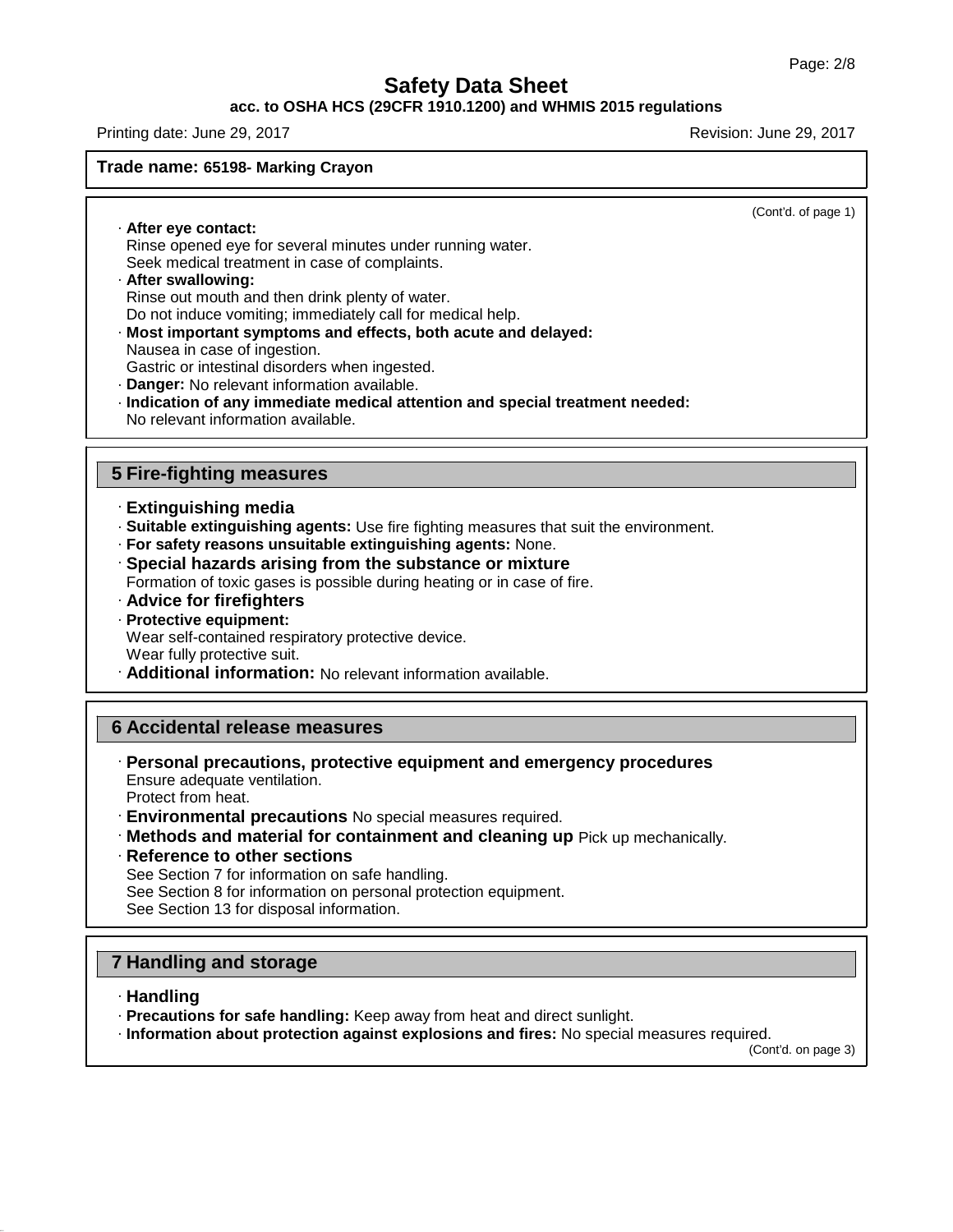**Trade name: 65198- Marking Crayon**

(Cont'd. of page 1)

- **After eye contact:**
  Rinse opened eye for several minutes under running water.
  Seek medical treatment in case of complaints.
- **After swallowing:**
  Rinse out mouth and then drink plenty of water.
  Do not induce vomiting; immediately call for medical help.
- **Most important symptoms and effects, both acute and delayed:**
  Nausea in case of ingestion.
  Gastric or intestinal disorders when ingested.
- **Danger:** No relevant information available.
- **Indication of any immediate medical attention and special treatment needed:**
  No relevant information available.

## 5 Fire-fighting measures

- **Extinguishing media**
- **Suitable extinguishing agents:** Use fire fighting measures that suit the environment.
- **For safety reasons unsuitable extinguishing agents:** None.
- **Special hazards arising from the substance or mixture**
  Formation of toxic gases is possible during heating or in case of fire.
- **Advice for firefighters**
- **Protective equipment:**
  Wear self-contained respiratory protective device.
  Wear fully protective suit.
- **Additional information:** No relevant information available.

## 6 Accidental release measures

- **Personal precautions, protective equipment and emergency procedures**
  Ensure adequate ventilation.
  Protect from heat.
- **Environmental precautions** No special measures required.
- **Methods and material for containment and cleaning up** Pick up mechanically.
- **Reference to other sections**
  See Section 7 for information on safe handling.
  See Section 8 for information on personal protection equipment.
  See Section 13 for disposal information.

## 7 Handling and storage

- **Handling**
- **Precautions for safe handling:** Keep away from heat and direct sunlight.
- **Information about protection against explosions and fires:** No special measures required.

(Cont'd. on page 3)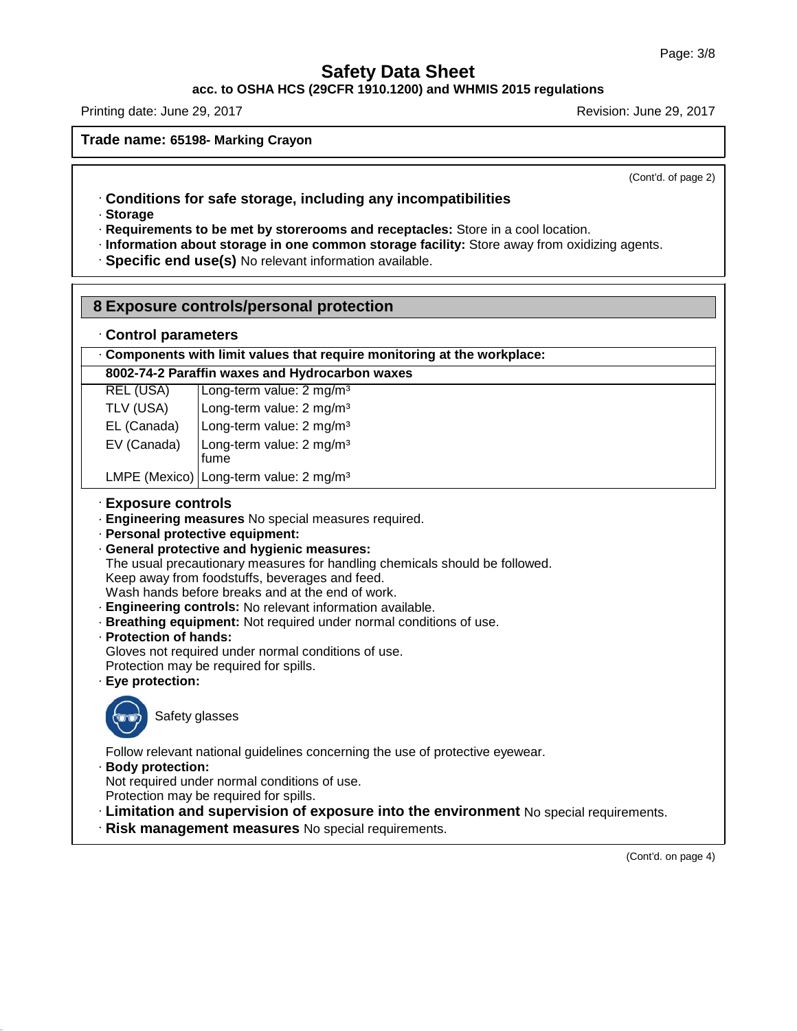**Safety Data Sheet**
**acc. to OSHA HCS (29CFR 1910.1200) and WHMIS 2015 regulations**

Printing date: June 29, 2017 Revision: June 29, 2017

**Trade name: 65198- Marking Crayon**

(Cont'd. of page 2)

· **Conditions for safe storage, including any incompatibilities**
· **Storage**
· **Requirements to be met by storerooms and receptacles:** Store in a cool location.
· **Information about storage in one common storage facility:** Store away from oxidizing agents.
· **Specific end use(s)** No relevant information available.

## 8 Exposure controls/personal protection

· **Control parameters**

| · **Components with limit values that require monitoring at the workplace:** | |
|---|---|
| **8002-74-2 Paraffin waxes and Hydrocarbon waxes** | |
| REL (USA) | Long-term value: 2 mg/m³ |
| TLV (USA) | Long-term value: 2 mg/m³ |
| EL (Canada) | Long-term value: 2 mg/m³ |
| EV (Canada) | Long-term value: 2 mg/m³ fume |
| LMPE (Mexico) | Long-term value: 2 mg/m³ |

· **Exposure controls**
· **Engineering measures** No special measures required.
· **Personal protective equipment:**
· **General protective and hygienic measures:**
The usual precautionary measures for handling chemicals should be followed.
Keep away from foodstuffs, beverages and feed.
Wash hands before breaks and at the end of work.
· **Engineering controls:** No relevant information available.
· **Breathing equipment:** Not required under normal conditions of use.
· **Protection of hands:**
Gloves not required under normal conditions of use.
Protection may be required for spills.
· **Eye protection:**

Safety glasses

Follow relevant national guidelines concerning the use of protective eyewear.
· **Body protection:**
Not required under normal conditions of use.
Protection may be required for spills.
· **Limitation and supervision of exposure into the environment** No special requirements.
· **Risk management measures** No special requirements.

(Cont'd. on page 4)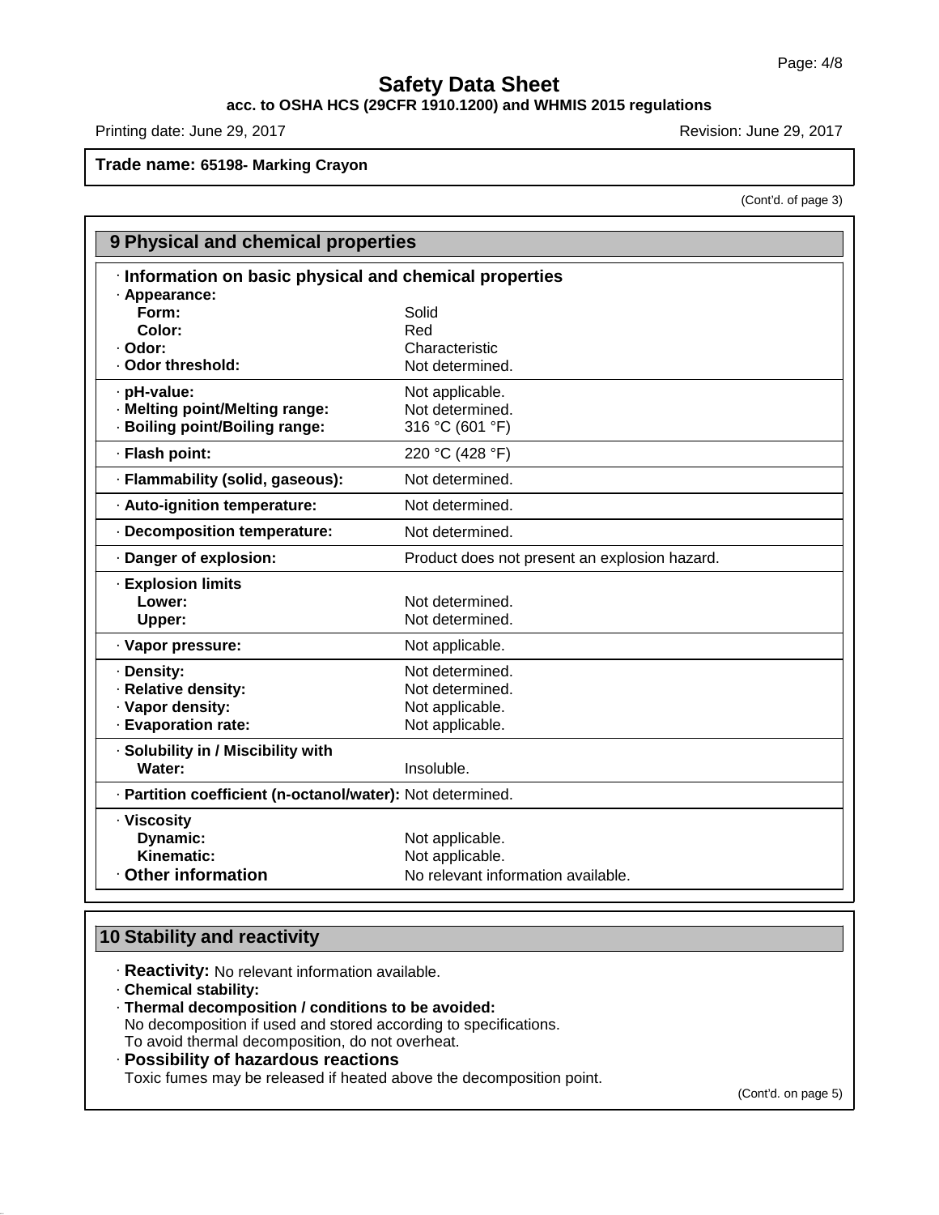# Safety Data Sheet

**acc. to OSHA HCS (29CFR 1910.1200) and WHMIS 2015 regulations**

Printing date: June 29, 2017

Revision: June 29, 2017

**Trade name: 65198- Marking Crayon**

(Cont'd. of page 3)

## 9 Physical and chemical properties

### · Information on basic physical and chemical properties

| Property | Value |
|---|---|
| **· Appearance:** | |
| **Form:** | Solid |
| **Color:** | Red |
| **· Odor:** | Characteristic |
| **· Odor threshold:** | Not determined. |
| **· pH-value:** | Not applicable. |
| **· Melting point/Melting range:** | Not determined. |
| **· Boiling point/Boiling range:** | 316 °C (601 °F) |
| **· Flash point:** | 220 °C (428 °F) |
| **· Flammability (solid, gaseous):** | Not determined. |
| **· Auto-ignition temperature:** | Not determined. |
| **· Decomposition temperature:** | Not determined. |
| **· Danger of explosion:** | Product does not present an explosion hazard. |
| **· Explosion limits** | |
| **Lower:** | Not determined. |
| **Upper:** | Not determined. |
| **· Vapor pressure:** | Not applicable. |
| **· Density:** | Not determined. |
| **· Relative density:** | Not determined. |
| **· Vapor density:** | Not applicable. |
| **· Evaporation rate:** | Not applicable. |
| **· Solubility in / Miscibility with** | |
| **Water:** | Insoluble. |
| **· Partition coefficient (n-octanol/water):** | Not determined. |
| **· Viscosity** | |
| **Dynamic:** | Not applicable. |
| **Kinematic:** | Not applicable. |
| **· Other information** | No relevant information available. |

## 10 Stability and reactivity

· **Reactivity:** No relevant information available.

· **Chemical stability:**

· **Thermal decomposition / conditions to be avoided:**
No decomposition if used and stored according to specifications.
To avoid thermal decomposition, do not overheat.

· **Possibility of hazardous reactions**
Toxic fumes may be released if heated above the decomposition point.

(Cont'd. on page 5)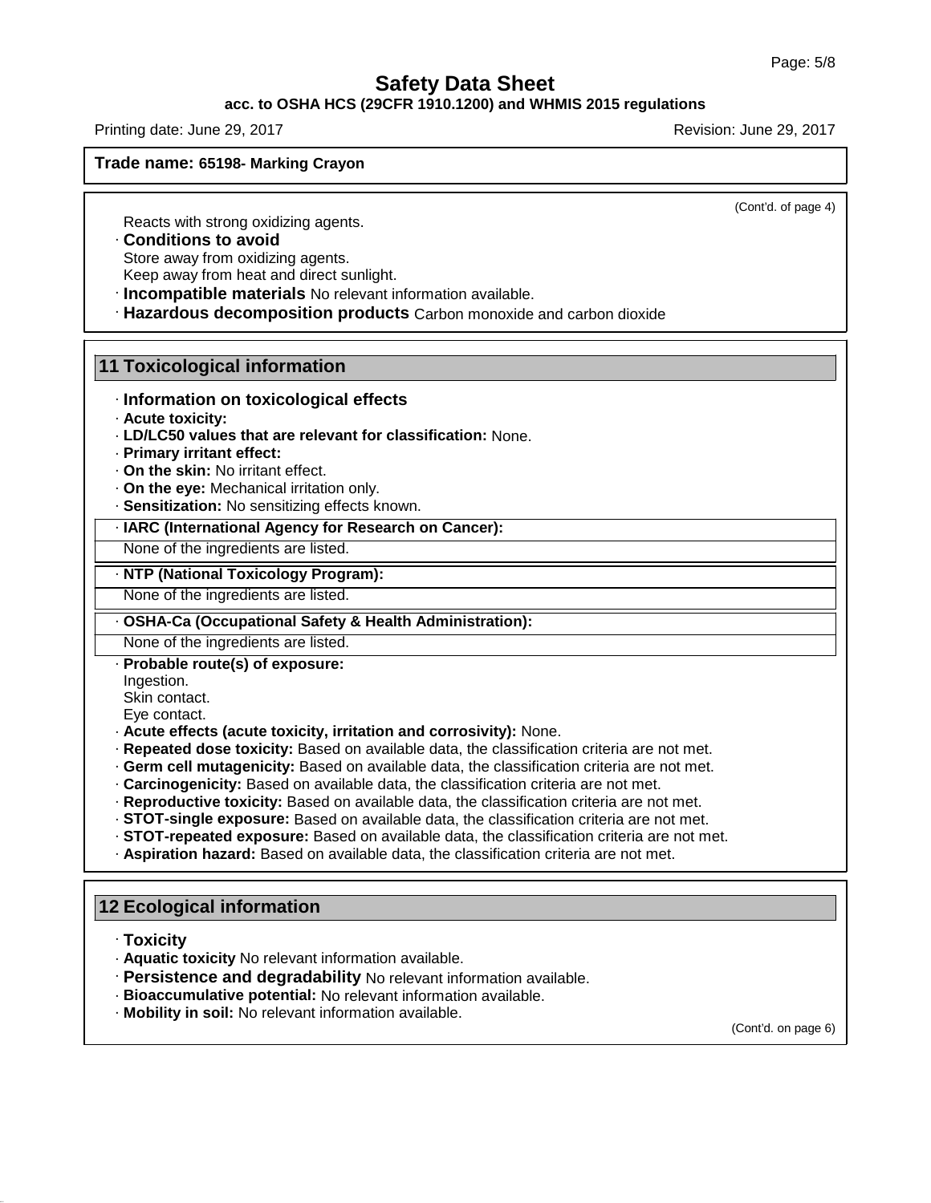**Trade name: 65198- Marking Crayon**

(Cont'd. of page 4)

Reacts with strong oxidizing agents.

· **Conditions to avoid**
Store away from oxidizing agents.
Keep away from heat and direct sunlight.

· **Incompatible materials** No relevant information available.

· **Hazardous decomposition products** Carbon monoxide and carbon dioxide

## 11 Toxicological information

· **Information on toxicological effects**

· **Acute toxicity:**

· **LD/LC50 values that are relevant for classification:** None.

· **Primary irritant effect:**

· **On the skin:** No irritant effect.

· **On the eye:** Mechanical irritation only.

· **Sensitization:** No sensitizing effects known.

| · **IARC (International Agency for Research on Cancer):** |
|---|
| None of the ingredients are listed. |

| · **NTP (National Toxicology Program):** |
|---|
| None of the ingredients are listed. |

| · **OSHA-Ca (Occupational Safety & Health Administration):** |
|---|
| None of the ingredients are listed. |

· **Probable route(s) of exposure:**
Ingestion.
Skin contact.
Eye contact.

· **Acute effects (acute toxicity, irritation and corrosivity):** None.

· **Repeated dose toxicity:** Based on available data, the classification criteria are not met.

· **Germ cell mutagenicity:** Based on available data, the classification criteria are not met.

· **Carcinogenicity:** Based on available data, the classification criteria are not met.

· **Reproductive toxicity:** Based on available data, the classification criteria are not met.

· **STOT-single exposure:** Based on available data, the classification criteria are not met.

· **STOT-repeated exposure:** Based on available data, the classification criteria are not met.

· **Aspiration hazard:** Based on available data, the classification criteria are not met.

## 12 Ecological information

· **Toxicity**

· **Aquatic toxicity** No relevant information available.

· **Persistence and degradability** No relevant information available.

· **Bioaccumulative potential:** No relevant information available.

· **Mobility in soil:** No relevant information available.

(Cont'd. on page 6)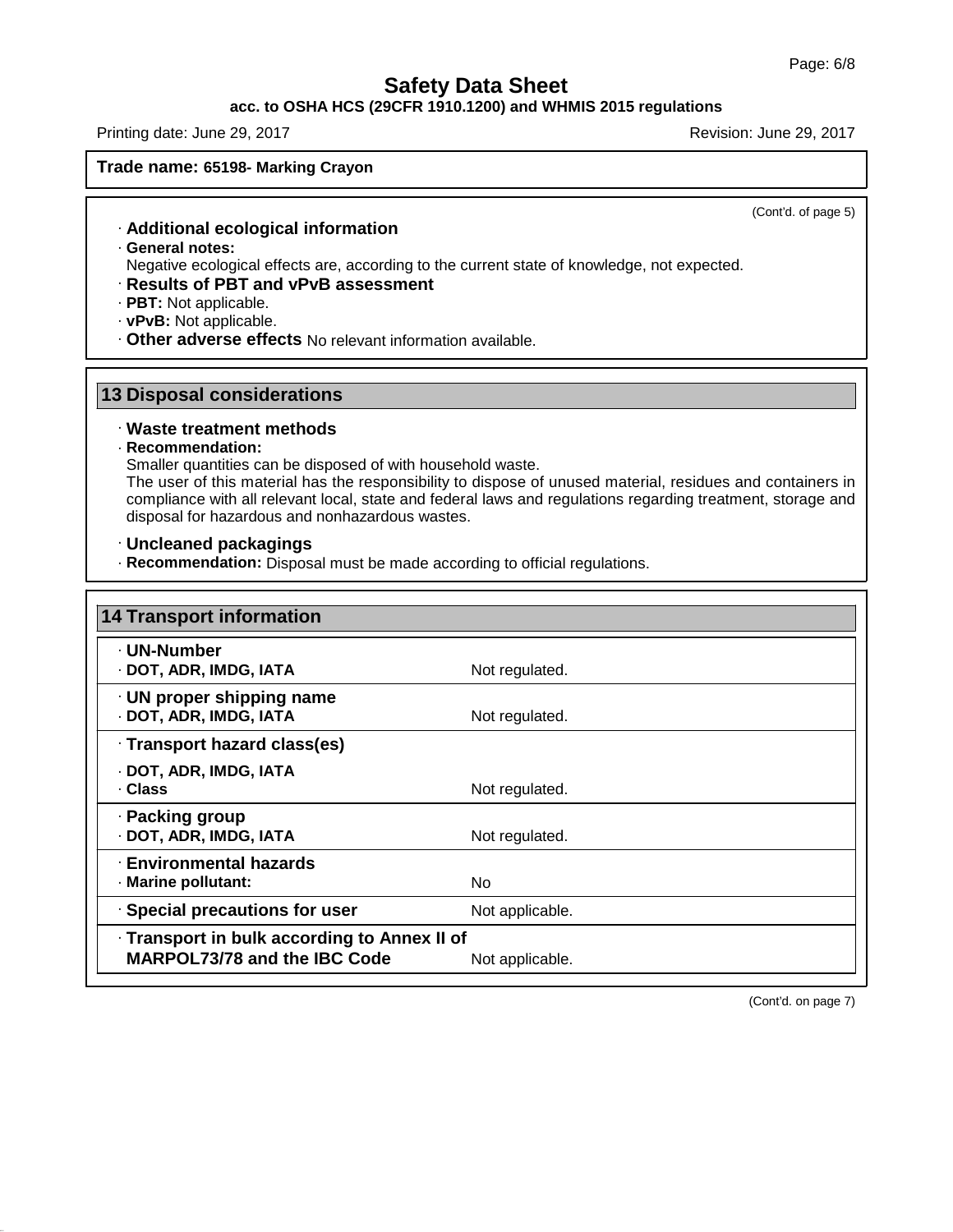Trade name: **65198- Marking Crayon**

(Cont'd. of page 5)

· **Additional ecological information**

· **General notes:**
Negative ecological effects are, according to the current state of knowledge, not expected.

· **Results of PBT and vPvB assessment**

· **PBT:** Not applicable.

· **vPvB:** Not applicable.

· **Other adverse effects** No relevant information available.

## 13 Disposal considerations

· **Waste treatment methods**

· **Recommendation:**
Smaller quantities can be disposed of with household waste.
The user of this material has the responsibility to dispose of unused material, residues and containers in compliance with all relevant local, state and federal laws and regulations regarding treatment, storage and disposal for hazardous and nonhazardous wastes.

· **Uncleaned packagings**

· **Recommendation:** Disposal must be made according to official regulations.

## 14 Transport information

| | |
|---|---|
| · **UN-Number** | |
| · **DOT, ADR, IMDG, IATA** | Not regulated. |
| · **UN proper shipping name** | |
| · **DOT, ADR, IMDG, IATA** | Not regulated. |
| · **Transport hazard class(es)** | |
| · **DOT, ADR, IMDG, IATA** | |
| · **Class** | Not regulated. |
| · **Packing group** | |
| · **DOT, ADR, IMDG, IATA** | Not regulated. |
| · **Environmental hazards** | |
| · **Marine pollutant:** | No |
| · **Special precautions for user** | Not applicable. |
| · **Transport in bulk according to Annex II of MARPOL73/78 and the IBC Code** | Not applicable. |

(Cont'd. on page 7)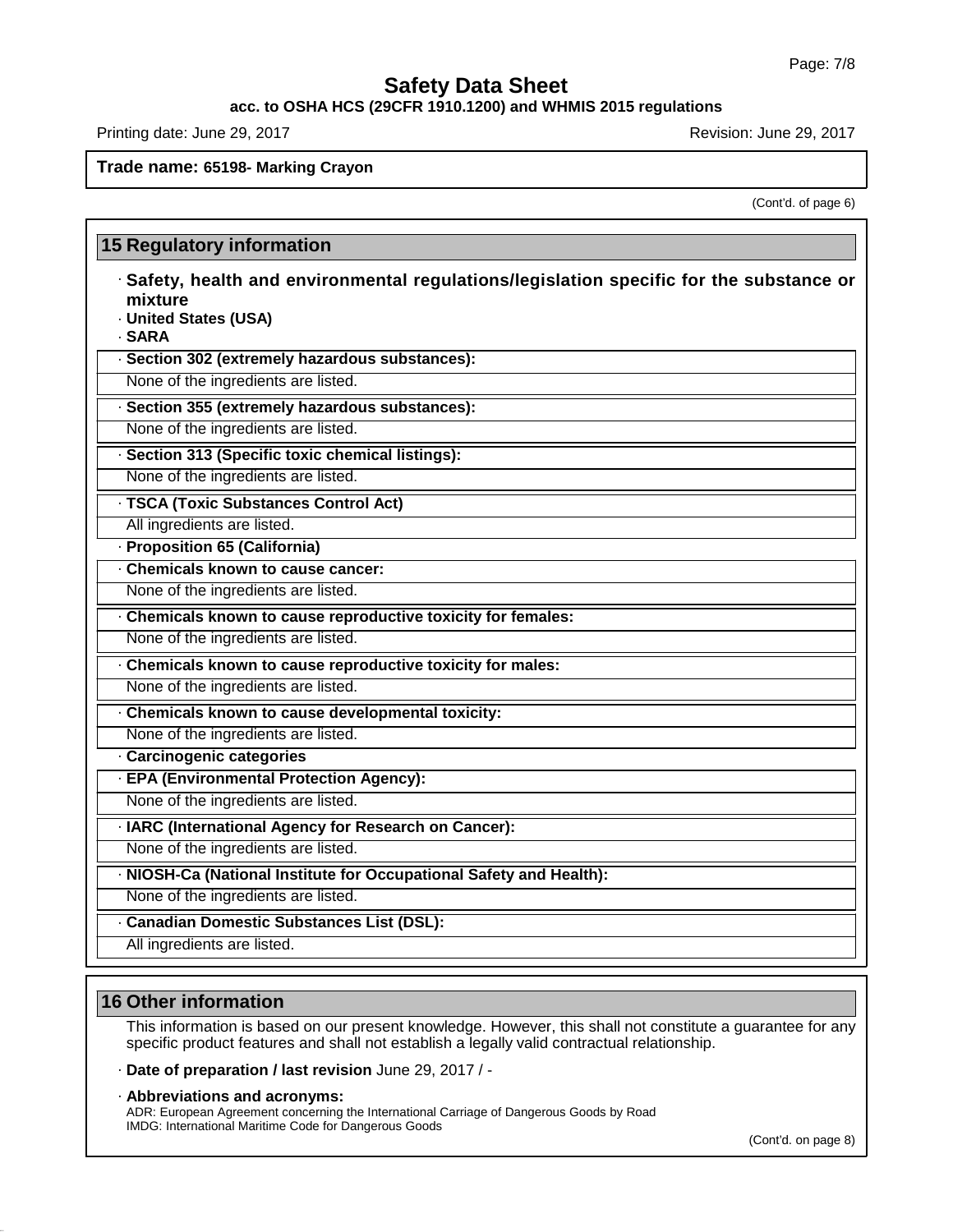**Trade name: 65198- Marking Crayon**

(Cont'd. of page 6)

## 15 Regulatory information

· **Safety, health and environmental regulations/legislation specific for the substance or mixture**

· **United States (USA)**

· **SARA**

· **Section 302 (extremely hazardous substances):**

None of the ingredients are listed.

· **Section 355 (extremely hazardous substances):**

None of the ingredients are listed.

· **Section 313 (Specific toxic chemical listings):**

None of the ingredients are listed.

· **TSCA (Toxic Substances Control Act)**

All ingredients are listed.

· **Proposition 65 (California)**

· **Chemicals known to cause cancer:**

None of the ingredients are listed.

· **Chemicals known to cause reproductive toxicity for females:**

None of the ingredients are listed.

· **Chemicals known to cause reproductive toxicity for males:**

None of the ingredients are listed.

· **Chemicals known to cause developmental toxicity:**

None of the ingredients are listed.

· **Carcinogenic categories**

· **EPA (Environmental Protection Agency):**

None of the ingredients are listed.

· **IARC (International Agency for Research on Cancer):**

None of the ingredients are listed.

· **NIOSH-Ca (National Institute for Occupational Safety and Health):**

None of the ingredients are listed.

· **Canadian Domestic Substances List (DSL):**

All ingredients are listed.

## 16 Other information

This information is based on our present knowledge. However, this shall not constitute a guarantee for any specific product features and shall not establish a legally valid contractual relationship.

· **Date of preparation / last revision** June 29, 2017 / -

· **Abbreviations and acronyms:**

ADR: European Agreement concerning the International Carriage of Dangerous Goods by Road
IMDG: International Maritime Code for Dangerous Goods

(Cont'd. on page 8)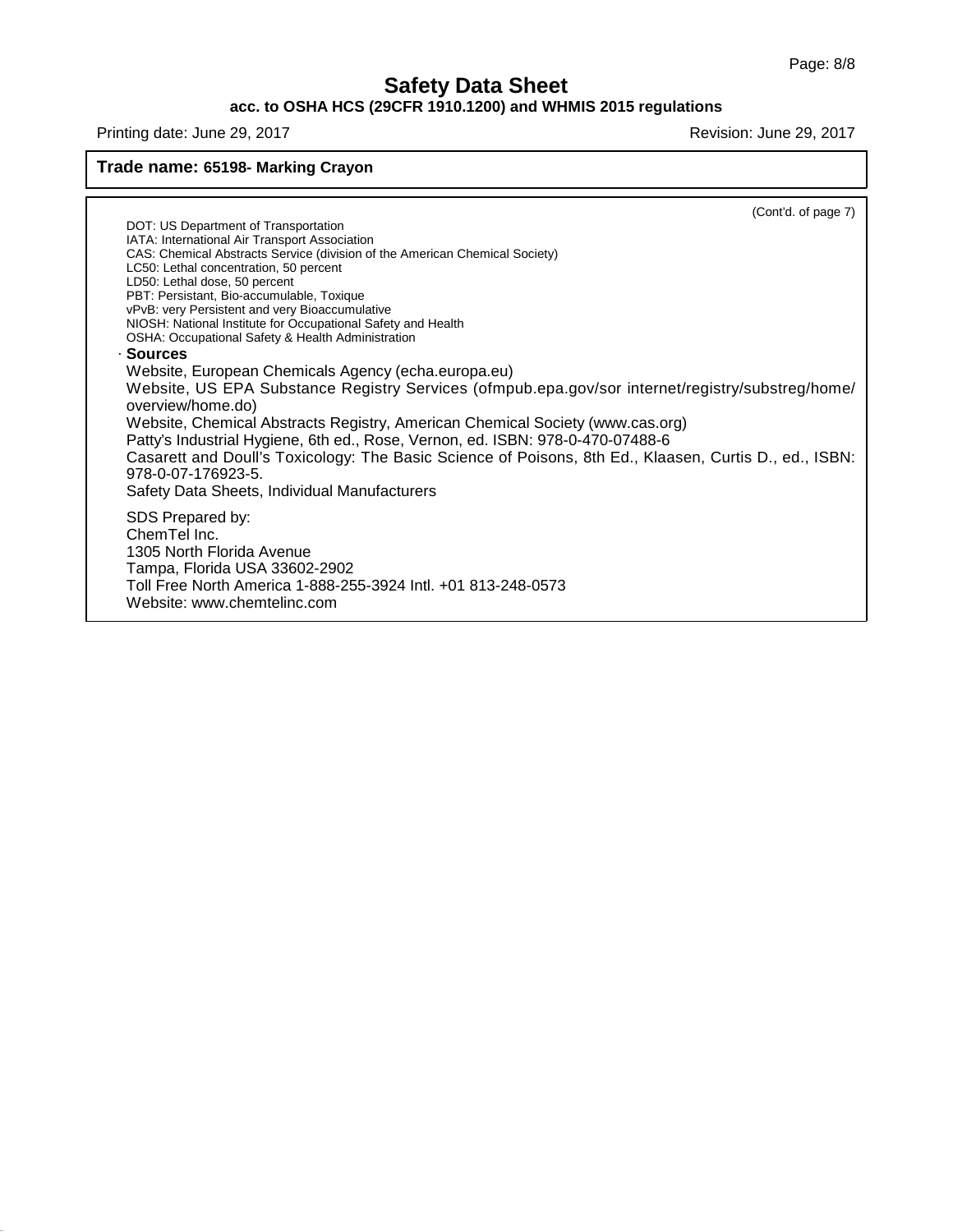**Trade name: 65198- Marking Crayon**

(Cont'd. of page 7)

DOT: US Department of Transportation
IATA: International Air Transport Association
CAS: Chemical Abstracts Service (division of the American Chemical Society)
LC50: Lethal concentration, 50 percent
LD50: Lethal dose, 50 percent
PBT: Persistant, Bio-accumulable, Toxique
vPvB: very Persistent and very Bioaccumulative
NIOSH: National Institute for Occupational Safety and Health
OSHA: Occupational Safety & Health Administration

· **Sources**

Website, European Chemicals Agency (echa.europa.eu)
Website, US EPA Substance Registry Services (ofmpub.epa.gov/sor internet/registry/substreg/home/overview/home.do)
Website, Chemical Abstracts Registry, American Chemical Society (www.cas.org)
Patty's Industrial Hygiene, 6th ed., Rose, Vernon, ed. ISBN: 978-0-470-07488-6
Casarett and Doull's Toxicology: The Basic Science of Poisons, 8th Ed., Klaasen, Curtis D., ed., ISBN: 978-0-07-176923-5.
Safety Data Sheets, Individual Manufacturers

SDS Prepared by:
ChemTel Inc.
1305 North Florida Avenue
Tampa, Florida USA 33602-2902
Toll Free North America 1-888-255-3924 Intl. +01 813-248-0573
Website: www.chemtelinc.com